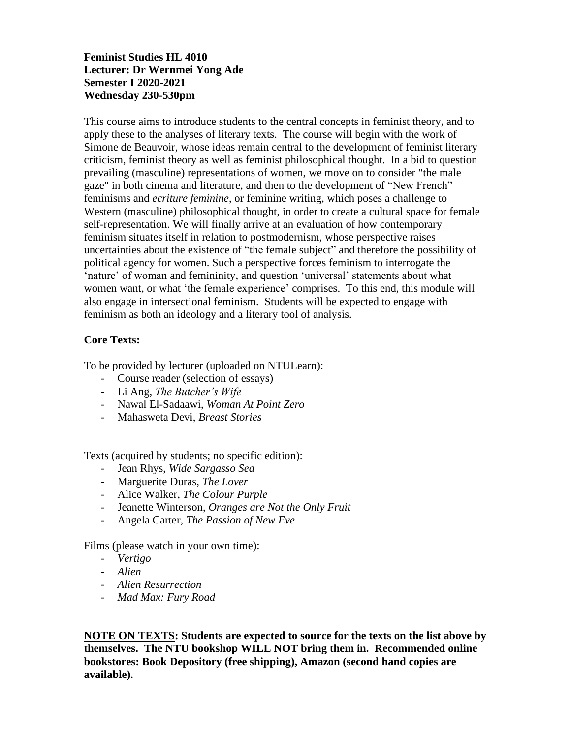**Feminist Studies HL 4010**
**Lecturer: Dr Wernmei Yong Ade**
**Semester I 2020-2021**
**Wednesday 230-530pm**

This course aims to introduce students to the central concepts in feminist theory, and to apply these to the analyses of literary texts. The course will begin with the work of Simone de Beauvoir, whose ideas remain central to the development of feminist literary criticism, feminist theory as well as feminist philosophical thought. In a bid to question prevailing (masculine) representations of women, we move on to consider "the male gaze" in both cinema and literature, and then to the development of "New French" feminisms and *ecriture feminine*, or feminine writing, which poses a challenge to Western (masculine) philosophical thought, in order to create a cultural space for female self-representation. We will finally arrive at an evaluation of how contemporary feminism situates itself in relation to postmodernism, whose perspective raises uncertainties about the existence of "the female subject" and therefore the possibility of political agency for women. Such a perspective forces feminism to interrogate the 'nature' of woman and femininity, and question 'universal' statements about what women want, or what 'the female experience' comprises. To this end, this module will also engage in intersectional feminism. Students will be expected to engage with feminism as both an ideology and a literary tool of analysis.

**Core Texts:**

To be provided by lecturer (uploaded on NTULearn):

- Course reader (selection of essays)
- Li Ang, *The Butcher's Wife*
- Nawal El-Sadaawi, *Woman At Point Zero*
- Mahasweta Devi, *Breast Stories*

Texts (acquired by students; no specific edition):

- Jean Rhys, *Wide Sargasso Sea*
- Marguerite Duras, *The Lover*
- Alice Walker, *The Colour Purple*
- Jeanette Winterson, *Oranges are Not the Only Fruit*
- Angela Carter, *The Passion of New Eve*

Films (please watch in your own time):

- *Vertigo*
- *Alien*
- *Alien Resurrection*
- *Mad Max: Fury Road*

**<u>NOTE ON TEXTS</u>: Students are expected to source for the texts on the list above by themselves. The NTU bookshop WILL NOT bring them in. Recommended online bookstores: Book Depository (free shipping), Amazon (second hand copies are available).**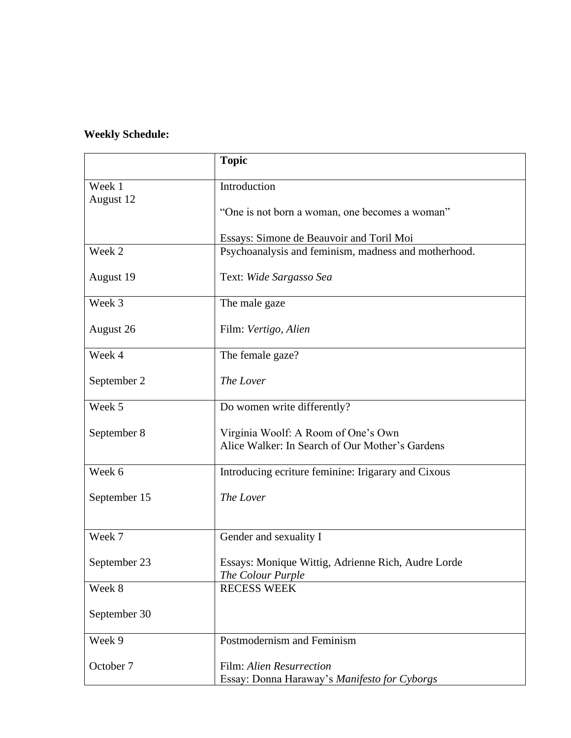**Weekly Schedule:**

| | **Topic** |
|---|---|
| Week 1<br>August 12 | Introduction<br><br>“One is not born a woman, one becomes a woman”<br><br>Essays: Simone de Beauvoir and Toril Moi |
| Week 2<br><br>August 19 | Psychoanalysis and feminism, madness and motherhood.<br><br>Text: *Wide Sargasso Sea* |
| Week 3<br><br>August 26 | The male gaze<br><br>Film: *Vertigo, Alien* |
| Week 4<br><br>September 2 | The female gaze?<br><br>*The Lover* |
| Week 5<br><br>September 8 | Do women write differently?<br><br>Virginia Woolf: A Room of One’s Own<br>Alice Walker: In Search of Our Mother’s Gardens |
| Week 6<br><br>September 15 | Introducing ecriture feminine: Irigarary and Cixous<br><br>*The Lover* |
| Week 7<br><br>September 23 | Gender and sexuality I<br><br>Essays: Monique Wittig, Adrienne Rich, Audre Lorde<br>*The Colour Purple* |
| Week 8<br><br>September 30 | RECESS WEEK |
| Week 9<br><br>October 7 | Postmodernism and Feminism<br><br>Film: *Alien Resurrection*<br>Essay: Donna Haraway’s *Manifesto for Cyborgs* |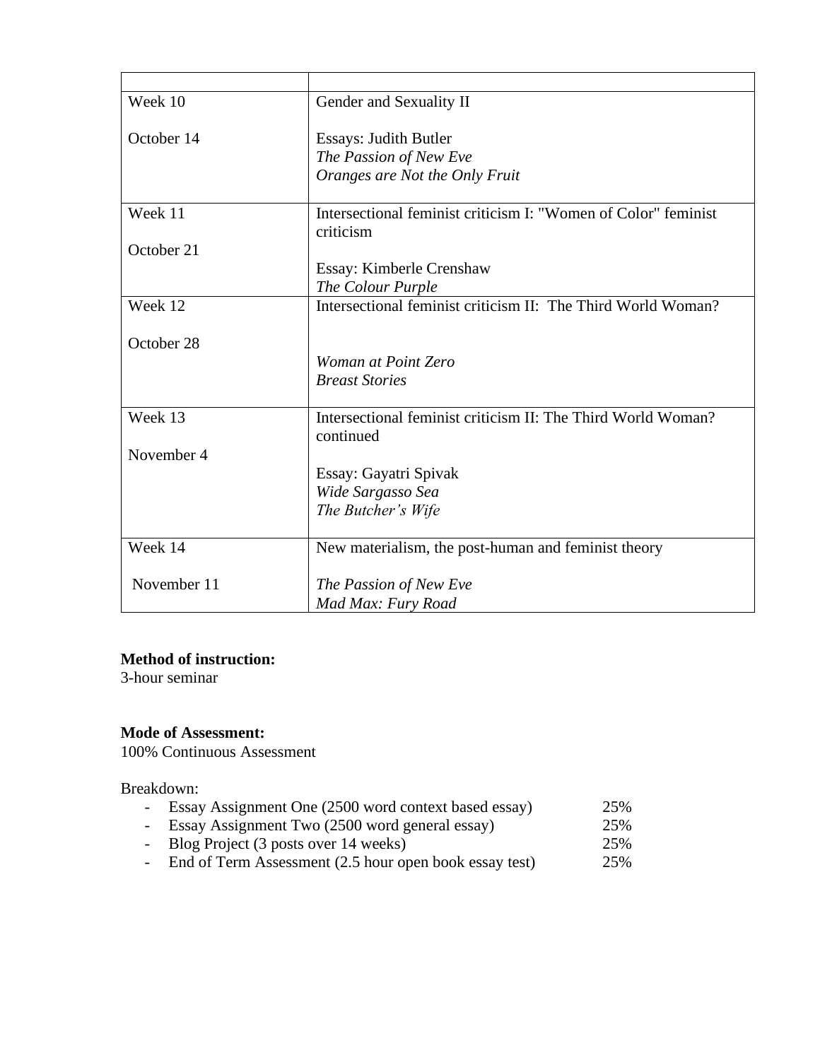| | |
|---|---|
| Week 10<br><br>October 14 | Gender and Sexuality II<br><br>Essays: Judith Butler<br>*The Passion of New Eve*<br>*Oranges are Not the Only Fruit* |
| Week 11<br><br>October 21 | Intersectional feminist criticism I: "Women of Color" feminist criticism<br><br>Essay: Kimberle Crenshaw<br>*The Colour Purple* |
| Week 12<br><br>October 28 | Intersectional feminist criticism II: The Third World Woman?<br><br>*Woman at Point Zero*<br>*Breast Stories* |
| Week 13<br><br>November 4 | Intersectional feminist criticism II: The Third World Woman? continued<br><br>Essay: Gayatri Spivak<br>*Wide Sargasso Sea*<br>*The Butcher's Wife* |
| Week 14<br><br>November 11 | New materialism, the post-human and feminist theory<br><br>*The Passion of New Eve*<br>*Mad Max: Fury Road* |

**Method of instruction:**
3-hour seminar

**Mode of Assessment:**
100% Continuous Assessment

Breakdown:

- Essay Assignment One (2500 word context based essay) 25%
- Essay Assignment Two (2500 word general essay) 25%
- Blog Project (3 posts over 14 weeks) 25%
- End of Term Assessment (2.5 hour open book essay test) 25%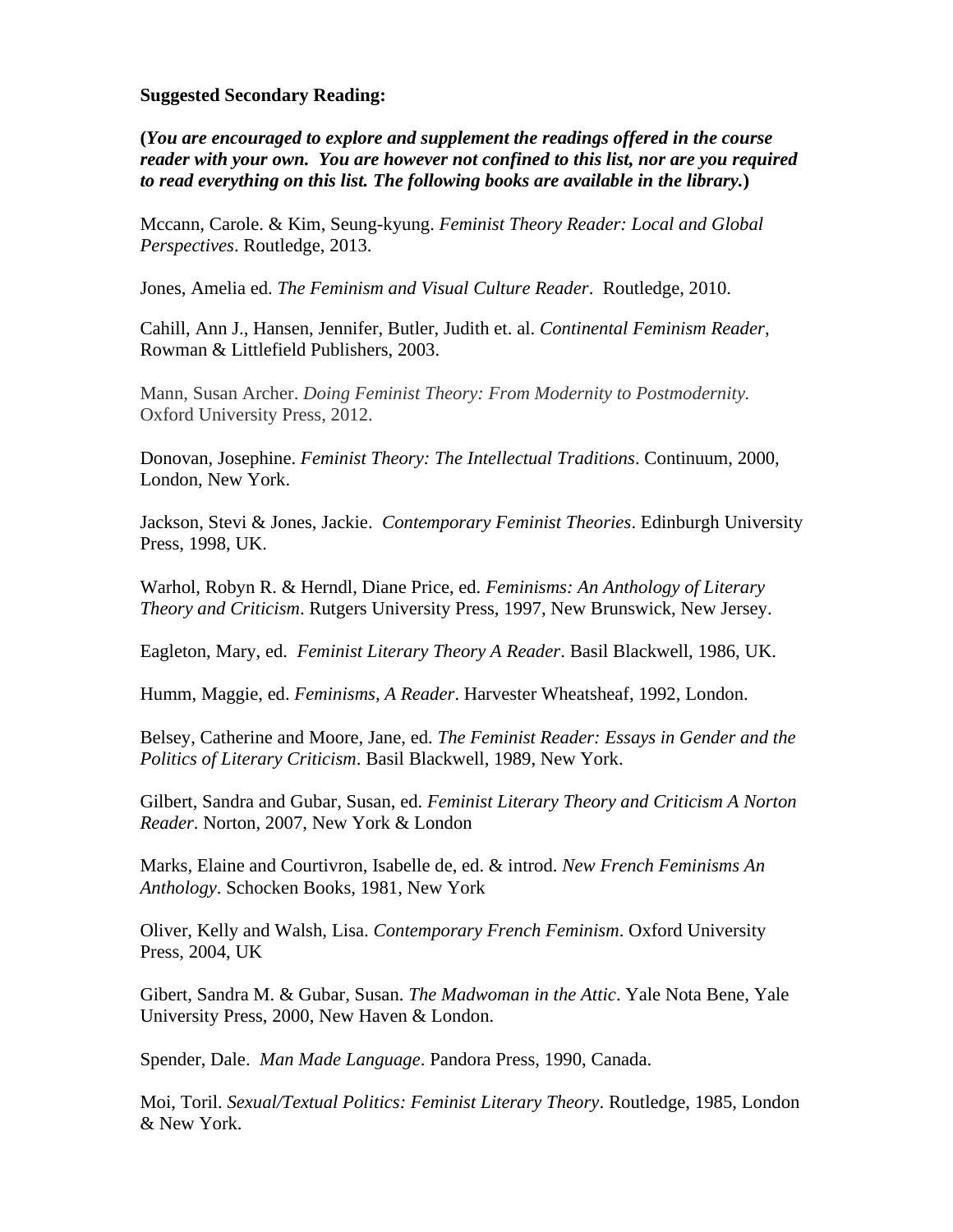**Suggested Secondary Reading:**

**(*You are encouraged to explore and supplement the readings offered in the course reader with your own. You are however not confined to this list, nor are you required to read everything on this list. The following books are available in the library.*)**

Mccann, Carole. & Kim, Seung-kyung. *Feminist Theory Reader: Local and Global Perspectives*. Routledge, 2013.

Jones, Amelia ed. *The Feminism and Visual Culture Reader*. Routledge, 2010.

Cahill, Ann J., Hansen, Jennifer, Butler, Judith et. al. *Continental Feminism Reader*, Rowman & Littlefield Publishers, 2003.

Mann, Susan Archer. *Doing Feminist Theory: From Modernity to Postmodernity.* Oxford University Press, 2012.

Donovan, Josephine. *Feminist Theory: The Intellectual Traditions*. Continuum, 2000, London, New York.

Jackson, Stevi & Jones, Jackie. *Contemporary Feminist Theories*. Edinburgh University Press, 1998, UK.

Warhol, Robyn R. & Herndl, Diane Price, ed. *Feminisms: An Anthology of Literary Theory and Criticism*. Rutgers University Press, 1997, New Brunswick, New Jersey.

Eagleton, Mary, ed. *Feminist Literary Theory A Reader*. Basil Blackwell, 1986, UK.

Humm, Maggie, ed. *Feminisms, A Reader*. Harvester Wheatsheaf, 1992, London.

Belsey, Catherine and Moore, Jane, ed. *The Feminist Reader: Essays in Gender and the Politics of Literary Criticism*. Basil Blackwell, 1989, New York.

Gilbert, Sandra and Gubar, Susan, ed. *Feminist Literary Theory and Criticism A Norton Reader*. Norton, 2007, New York & London

Marks, Elaine and Courtivron, Isabelle de, ed. & introd. *New French Feminisms An Anthology*. Schocken Books, 1981, New York

Oliver, Kelly and Walsh, Lisa. *Contemporary French Feminism*. Oxford University Press, 2004, UK

Gibert, Sandra M. & Gubar, Susan. *The Madwoman in the Attic*. Yale Nota Bene, Yale University Press, 2000, New Haven & London.

Spender, Dale. *Man Made Language*. Pandora Press, 1990, Canada.

Moi, Toril. *Sexual/Textual Politics: Feminist Literary Theory*. Routledge, 1985, London & New York.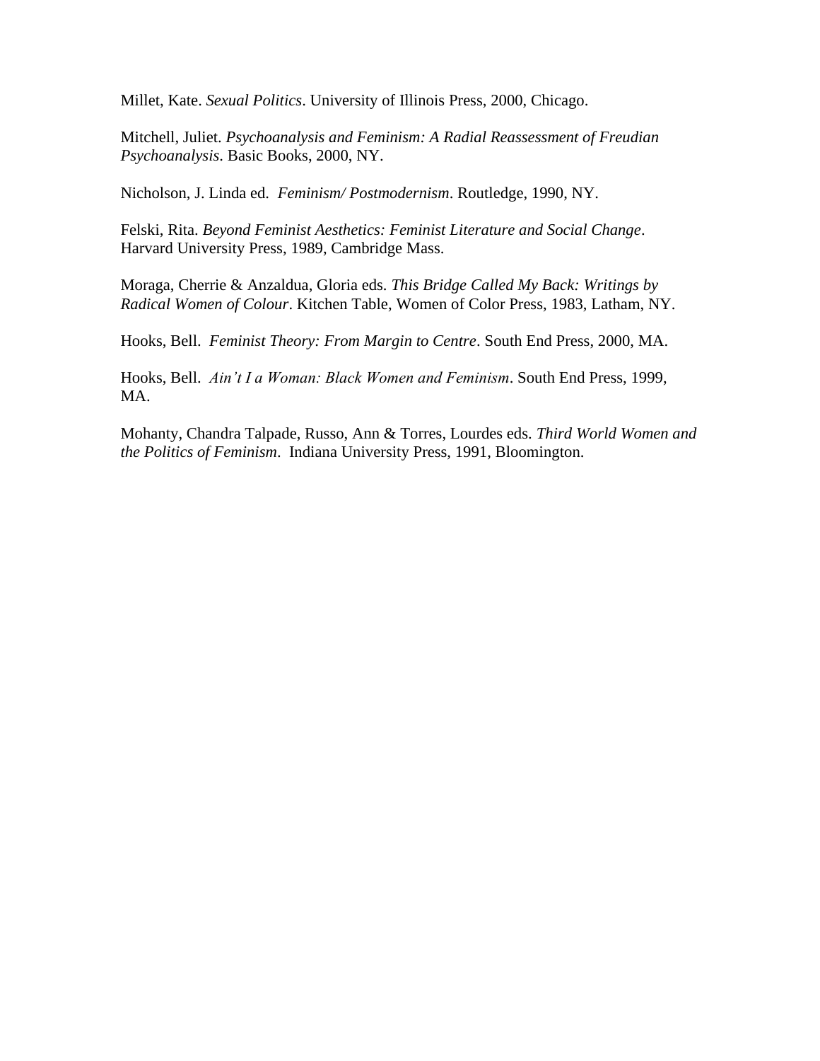Millet, Kate. *Sexual Politics*. University of Illinois Press, 2000, Chicago.

Mitchell, Juliet. *Psychoanalysis and Feminism: A Radial Reassessment of Freudian Psychoanalysis*. Basic Books, 2000, NY.

Nicholson, J. Linda ed. *Feminism/ Postmodernism*. Routledge, 1990, NY.

Felski, Rita. *Beyond Feminist Aesthetics: Feminist Literature and Social Change*. Harvard University Press, 1989, Cambridge Mass.

Moraga, Cherrie & Anzaldua, Gloria eds. *This Bridge Called My Back: Writings by Radical Women of Colour*. Kitchen Table, Women of Color Press, 1983, Latham, NY.

Hooks, Bell. *Feminist Theory: From Margin to Centre*. South End Press, 2000, MA.

Hooks, Bell. *Ain't I a Woman: Black Women and Feminism*. South End Press, 1999, MA.

Mohanty, Chandra Talpade, Russo, Ann & Torres, Lourdes eds. *Third World Women and the Politics of Feminism*. Indiana University Press, 1991, Bloomington.